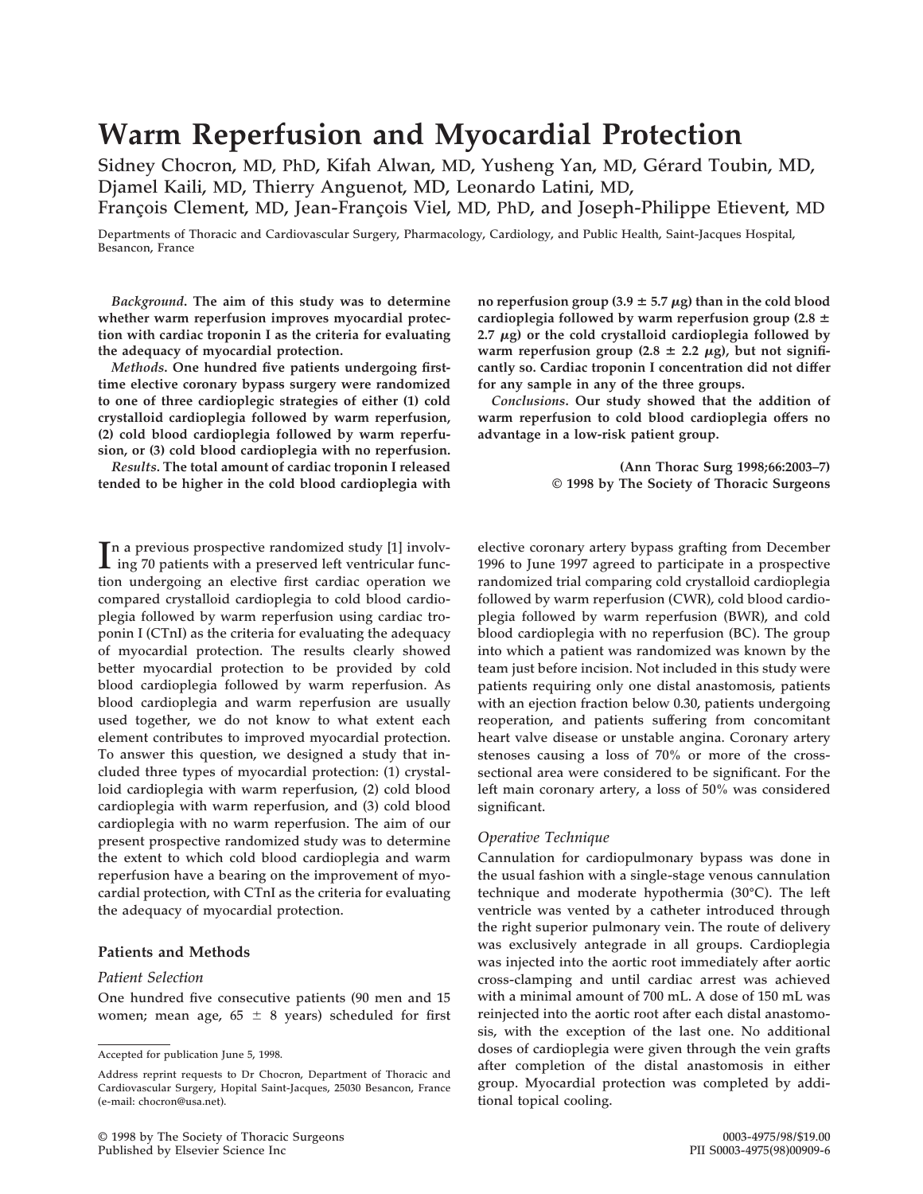# Warm Reperfusion and Myocardial Protection

Sidney Chocron, MD, PhD, Kifah Alwan, MD, Yusheng Yan, MD, Gérard Toubin, MD, Djamel Kaili, MD, Thierry Anguenot, MD, Leonardo Latini, MD, François Clement, MD, Jean-François Viel, MD, PhD, and Joseph-Philippe Etievent, MD

Departments of Thoracic and Cardiovascular Surgery, Pharmacology, Cardiology, and Public Health, Saint-Jacques Hospital, Besancon, France

***Background*. The aim of this study was to determine whether warm reperfusion improves myocardial protection with cardiac troponin I as the criteria for evaluating the adequacy of myocardial protection.**

***Methods*. One hundred five patients undergoing first-time elective coronary bypass surgery were randomized to one of three cardioplegic strategies of either (1) cold crystalloid cardioplegia followed by warm reperfusion, (2) cold blood cardioplegia followed by warm reperfusion, or (3) cold blood cardioplegia with no reperfusion.**

***Results*. The total amount of cardiac troponin I released tended to be higher in the cold blood cardioplegia with no reperfusion group (3.9 ± 5.7 μg) than in the cold blood cardioplegia followed by warm reperfusion group (2.8 ± 2.7 μg) or the cold crystalloid cardioplegia followed by warm reperfusion group (2.8 ± 2.2 μg), but not significantly so. Cardiac troponin I concentration did not differ for any sample in any of the three groups.**

***Conclusions*. Our study showed that the addition of warm reperfusion to cold blood cardioplegia offers no advantage in a low-risk patient group.**

**(Ann Thorac Surg 1998;66:2003–7)**
**© 1998 by The Society of Thoracic Surgeons**

In a previous prospective randomized study [1] involving 70 patients with a preserved left ventricular function undergoing an elective first cardiac operation we compared crystalloid cardioplegia to cold blood cardioplegia followed by warm reperfusion using cardiac troponin I (CTnI) as the criteria for evaluating the adequacy of myocardial protection. The results clearly showed better myocardial protection to be provided by cold blood cardioplegia followed by warm reperfusion. As blood cardioplegia and warm reperfusion are usually used together, we do not know to what extent each element contributes to improved myocardial protection. To answer this question, we designed a study that included three types of myocardial protection: (1) crystalloid cardioplegia with warm reperfusion, (2) cold blood cardioplegia with warm reperfusion, and (3) cold blood cardioplegia with no warm reperfusion. The aim of our present prospective randomized study was to determine the extent to which cold blood cardioplegia and warm reperfusion have a bearing on the improvement of myocardial protection, with CTnI as the criteria for evaluating the adequacy of myocardial protection.

## Patients and Methods

### Patient Selection

One hundred five consecutive patients (90 men and 15 women; mean age, 65 ± 8 years) scheduled for first elective coronary artery bypass grafting from December 1996 to June 1997 agreed to participate in a prospective randomized trial comparing cold crystalloid cardioplegia followed by warm reperfusion (CWR), cold blood cardioplegia followed by warm reperfusion (BWR), and cold blood cardioplegia with no reperfusion (BC). The group into which a patient was randomized was known by the team just before incision. Not included in this study were patients requiring only one distal anastomosis, patients with an ejection fraction below 0.30, patients undergoing reoperation, and patients suffering from concomitant heart valve disease or unstable angina. Coronary artery stenoses causing a loss of 70% or more of the cross-sectional area were considered to be significant. For the left main coronary artery, a loss of 50% was considered significant.

### Operative Technique

Cannulation for cardiopulmonary bypass was done in the usual fashion with a single-stage venous cannulation technique and moderate hypothermia (30°C). The left ventricle was vented by a catheter introduced through the right superior pulmonary vein. The route of delivery was exclusively antegrade in all groups. Cardioplegia was injected into the aortic root immediately after aortic cross-clamping and until cardiac arrest was achieved with a minimal amount of 700 mL. A dose of 150 mL was reinjected into the aortic root after each distal anastomosis, with the exception of the last one. No additional doses of cardioplegia were given through the vein grafts after completion of the distal anastomosis in either group. Myocardial protection was completed by additional topical cooling.

Accepted for publication June 5, 1998.

Address reprint requests to Dr Chocron, Department of Thoracic and Cardiovascular Surgery, Hopital Saint-Jacques, 25030 Besancon, France (e-mail: chocron@usa.net).

© 1998 by The Society of Thoracic Surgeons
Published by Elsevier Science Inc

0003-4975/98/$19.00
PII S0003-4975(98)00909-6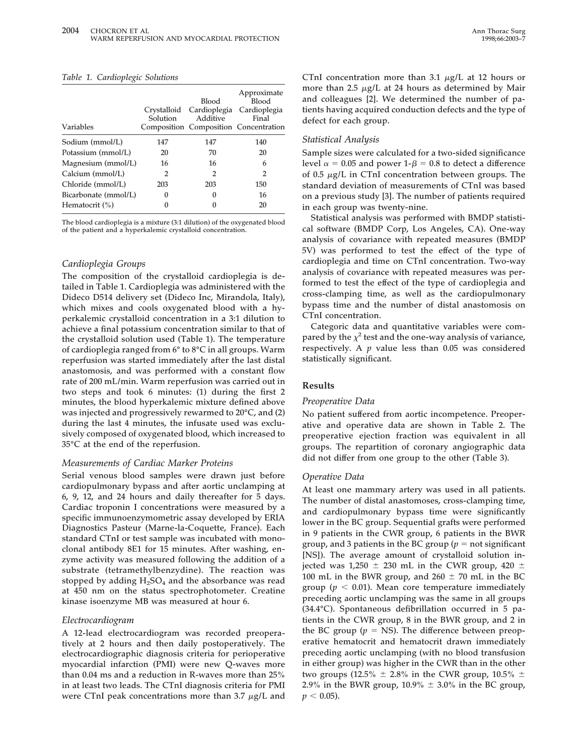*Table 1. Cardioplegic Solutions*

| Variables | Crystalloid Solution Composition | Blood Cardioplegia Additive Composition | Approximate Blood Cardioplegia Final Concentration |
|---|---|---|---|
| Sodium (mmol/L) | 147 | 147 | 140 |
| Potassium (mmol/L) | 20 | 70 | 20 |
| Magnesium (mmol/L) | 16 | 16 | 6 |
| Calcium (mmol/L) | 2 | 2 | 2 |
| Chloride (mmol/L) | 203 | 203 | 150 |
| Bicarbonate (mmol/L) | 0 | 0 | 16 |
| Hematocrit (%) | 0 | 0 | 20 |

The blood cardioplegia is a mixture (3:1 dilution) of the oxygenated blood of the patient and a hyperkalemic crystalloid concentration.

### Cardioplegia Groups

The composition of the crystalloid cardioplegia is detailed in Table 1. Cardioplegia was administered with the Dideco D514 delivery set (Dideco Inc, Mirandola, Italy), which mixes and cools oxygenated blood with a hyperkalemic crystalloid concentration in a 3:1 dilution to achieve a final potassium concentration similar to that of the crystalloid solution used (Table 1). The temperature of cardioplegia ranged from 6° to 8°C in all groups. Warm reperfusion was started immediately after the last distal anastomosis, and was performed with a constant flow rate of 200 mL/min. Warm reperfusion was carried out in two steps and took 6 minutes: (1) during the first 2 minutes, the blood hyperkalemic mixture defined above was injected and progressively rewarmed to 20°C, and (2) during the last 4 minutes, the infusate used was exclusively composed of oxygenated blood, which increased to 35°C at the end of the reperfusion.

### Measurements of Cardiac Marker Proteins

Serial venous blood samples were drawn just before cardiopulmonary bypass and after aortic unclamping at 6, 9, 12, and 24 hours and daily thereafter for 5 days. Cardiac troponin I concentrations were measured by a specific immunoenzymometric assay developed by ERIA Diagnostics Pasteur (Marne-la-Coquette, France). Each standard CTnI or test sample was incubated with monoclonal antibody 8E1 for 15 minutes. After washing, enzyme activity was measured following the addition of a substrate (tetramethylbenzydine). The reaction was stopped by adding $H_2SO_4$ and the absorbance was read at 450 nm on the status spectrophotometer. Creatine kinase isoenzyme MB was measured at hour 6.

### Electrocardiogram

A 12-lead electrocardiogram was recorded preoperatively at 2 hours and then daily postoperatively. The electrocardiographic diagnosis criteria for perioperative myocardial infarction (PMI) were new Q-waves more than 0.04 ms and a reduction in R-waves more than 25% in at least two leads. The CTnI diagnosis criteria for PMI were CTnI peak concentrations more than 3.7 μg/L and CTnI concentration more than 3.1 μg/L at 12 hours or more than 2.5 μg/L at 24 hours as determined by Mair and colleagues [2]. We determined the number of patients having acquired conduction defects and the type of defect for each group.

### Statistical Analysis

Sample sizes were calculated for a two-sided significance level $\alpha = 0.05$ and power $1\text{-}\beta = 0.8$ to detect a difference of 0.5 μg/L in CTnI concentration between groups. The standard deviation of measurements of CTnI was based on a previous study [3]. The number of patients required in each group was twenty-nine.

Statistical analysis was performed with BMDP statistical software (BMDP Corp, Los Angeles, CA). One-way analysis of covariance with repeated measures (BMDP 5V) was performed to test the effect of the type of cardioplegia and time on CTnI concentration. Two-way analysis of covariance with repeated measures was performed to test the effect of the type of cardioplegia and cross-clamping time, as well as the cardiopulmonary bypass time and the number of distal anastomosis on CTnI concentration.

Categoric data and quantitative variables were compared by the $\chi^2$ test and the one-way analysis of variance, respectively. A $p$ value less than 0.05 was considered statistically significant.

## Results

### Preoperative Data

No patient suffered from aortic incompetence. Preoperative and operative data are shown in Table 2. The preoperative ejection fraction was equivalent in all groups. The repartition of coronary angiographic data did not differ from one group to the other (Table 3).

### Operative Data

At least one mammary artery was used in all patients. The number of distal anastomoses, cross-clamping time, and cardiopulmonary bypass time were significantly lower in the BC group. Sequential grafts were performed in 9 patients in the CWR group, 6 patients in the BWR group, and 3 patients in the BC group ($p$ = not significant [NS]). The average amount of crystalloid solution injected was 1,250 ± 230 mL in the CWR group, 420 ± 100 mL in the BWR group, and 260 ± 70 mL in the BC group ($p < 0.01$). Mean core temperature immediately preceding aortic unclamping was the same in all groups (34.4°C). Spontaneous defibrillation occurred in 5 patients in the CWR group, 8 in the BWR group, and 2 in the BC group ($p$ = NS). The difference between preoperative hematocrit and hematocrit drawn immediately preceding aortic unclamping (with no blood transfusion in either group) was higher in the CWR than in the other two groups (12.5% ± 2.8% in the CWR group, 10.5% ± 2.9% in the BWR group, 10.9% ± 3.0% in the BC group, $p < 0.05$).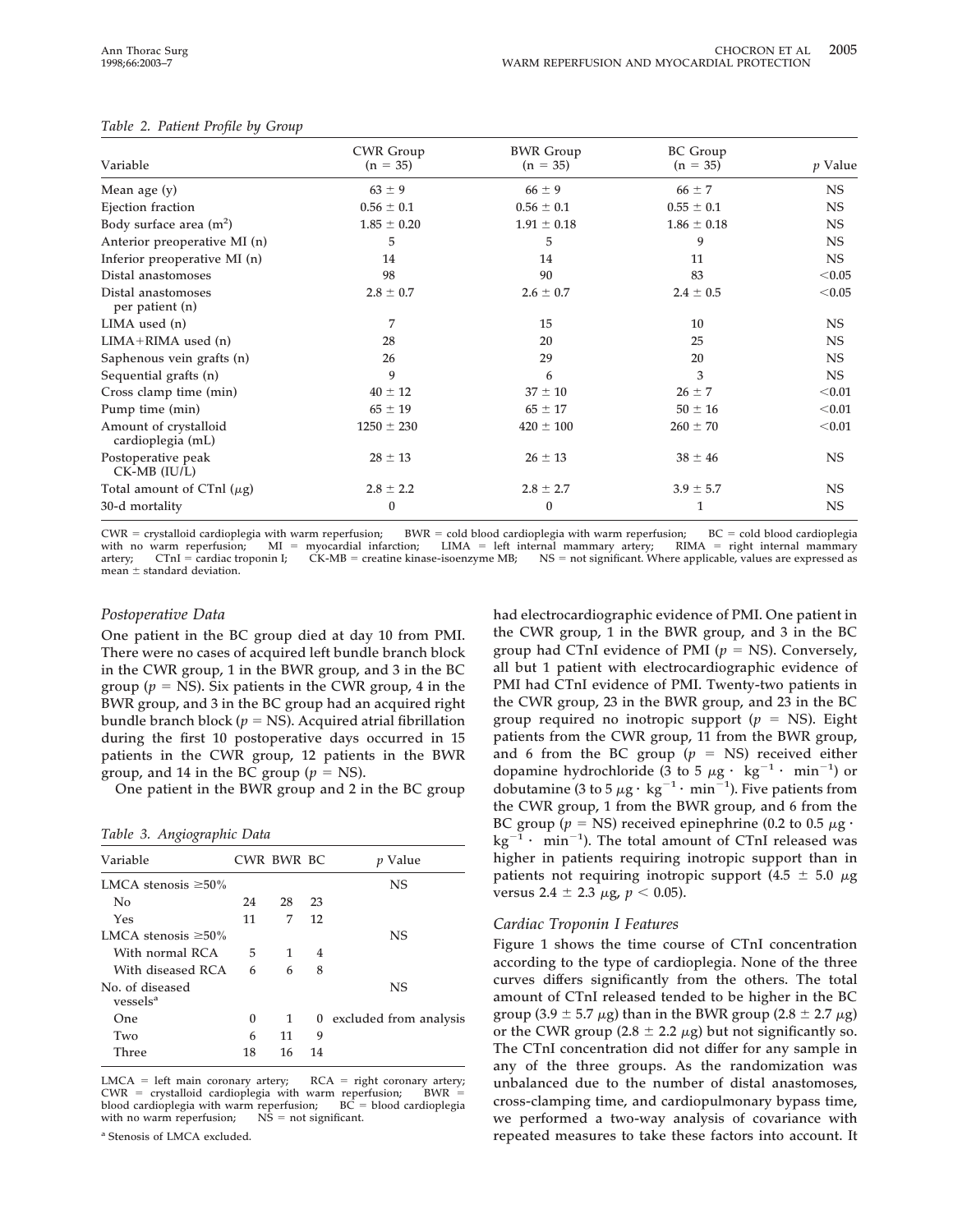*Table 2. Patient Profile by Group*

| Variable | CWR Group (n = 35) | BWR Group (n = 35) | BC Group (n = 35) | *p* Value |
|---|---|---|---|---|
| Mean age (y) | 63 ± 9 | 66 ± 9 | 66 ± 7 | NS |
| Ejection fraction | 0.56 ± 0.1 | 0.56 ± 0.1 | 0.55 ± 0.1 | NS |
| Body surface area ($m^2$) | 1.85 ± 0.20 | 1.91 ± 0.18 | 1.86 ± 0.18 | NS |
| Anterior preoperative MI (n) | 5 | 5 | 9 | NS |
| Inferior preoperative MI (n) | 14 | 14 | 11 | NS |
| Distal anastomoses | 98 | 90 | 83 | <0.05 |
| Distal anastomoses per patient (n) | 2.8 ± 0.7 | 2.6 ± 0.7 | 2.4 ± 0.5 | <0.05 |
| LIMA used (n) | 7 | 15 | 10 | NS |
| LIMA+RIMA used (n) | 28 | 20 | 25 | NS |
| Saphenous vein grafts (n) | 26 | 29 | 20 | NS |
| Sequential grafts (n) | 9 | 6 | 3 | NS |
| Cross clamp time (min) | 40 ± 12 | 37 ± 10 | 26 ± 7 | <0.01 |
| Pump time (min) | 65 ± 19 | 65 ± 17 | 50 ± 16 | <0.01 |
| Amount of crystalloid cardioplegia (mL) | 1250 ± 230 | 420 ± 100 | 260 ± 70 | <0.01 |
| Postoperative peak CK-MB (IU/L) | 28 ± 13 | 26 ± 13 | 38 ± 46 | NS |
| Total amount of CTnI (μg) | 2.8 ± 2.2 | 2.8 ± 2.7 | 3.9 ± 5.7 | NS |
| 30-d mortality | 0 | 0 | 1 | NS |

CWR = crystalloid cardioplegia with warm reperfusion; BWR = cold blood cardioplegia with warm reperfusion; BC = cold blood cardioplegia with no warm reperfusion; MI = myocardial infarction; LIMA = left internal mammary artery; RIMA = right internal mammary artery; CTnI = cardiac troponin I; CK-MB = creatine kinase-isoenzyme MB; NS = not significant. Where applicable, values are expressed as mean ± standard deviation.

### *Postoperative Data*

One patient in the BC group died at day 10 from PMI. There were no cases of acquired left bundle branch block in the CWR group, 1 in the BWR group, and 3 in the BC group ($p$ = NS). Six patients in the CWR group, 4 in the BWR group, and 3 in the BC group had an acquired right bundle branch block ($p$ = NS). Acquired atrial fibrillation during the first 10 postoperative days occurred in 15 patients in the CWR group, 12 patients in the BWR group, and 14 in the BC group ($p$ = NS).

One patient in the BWR group and 2 in the BC group had electrocardiographic evidence of PMI. One patient in the CWR group, 1 in the BWR group, and 3 in the BC group had CTnI evidence of PMI ($p$ = NS). Conversely, all but 1 patient with electrocardiographic evidence of PMI had CTnI evidence of PMI. Twenty-two patients in the CWR group, 23 in the BWR group, and 23 in the BC group required no inotropic support ($p$ = NS). Eight patients from the CWR group, 11 from the BWR group, and 6 from the BC group ($p$ = NS) received either dopamine hydrochloride (3 to 5 $\mu g \cdot kg^{-1} \cdot min^{-1}$) or dobutamine (3 to 5 $\mu g \cdot kg^{-1} \cdot min^{-1}$). Five patients from the CWR group, 1 from the BWR group, and 6 from the BC group ($p$ = NS) received epinephrine (0.2 to 0.5 $\mu g \cdot kg^{-1} \cdot min^{-1}$). The total amount of CTnI released was higher in patients requiring inotropic support than in patients not requiring inotropic support (4.5 ± 5.0 μg versus 2.4 ± 2.3 μg, $p < 0.05$).

*Table 3. Angiographic Data*

| Variable | CWR | BWR | BC | *p* Value |
|---|---|---|---|---|
| LMCA stenosis ≥50% | | | | NS |
| No | 24 | 28 | 23 | |
| Yes | 11 | 7 | 12 | |
| LMCA stenosis ≥50% | | | | NS |
| With normal RCA | 5 | 1 | 4 | |
| With diseased RCA | 6 | 6 | 8 | |
| No. of diseased vessels[a] | | | | NS |
| One | 0 | 1 | 0 | excluded from analysis |
| Two | 6 | 11 | 9 | |
| Three | 18 | 16 | 14 | |

LMCA = left main coronary artery; RCA = right coronary artery; CWR = crystalloid cardioplegia with warm reperfusion; BWR = blood cardioplegia with warm reperfusion; BC = blood cardioplegia with no warm reperfusion; NS = not significant.

[a] Stenosis of LMCA excluded.

### *Cardiac Troponin I Features*

Figure 1 shows the time course of CTnI concentration according to the type of cardioplegia. None of the three curves differs significantly from the others. The total amount of CTnI released tended to be higher in the BC group (3.9 ± 5.7 μg) than in the BWR group (2.8 ± 2.7 μg) or the CWR group (2.8 ± 2.2 μg) but not significantly so. The CTnI concentration did not differ for any sample in any of the three groups. As the randomization was unbalanced due to the number of distal anastomoses, cross-clamping time, and cardiopulmonary bypass time, we performed a two-way analysis of covariance with repeated measures to take these factors into account. It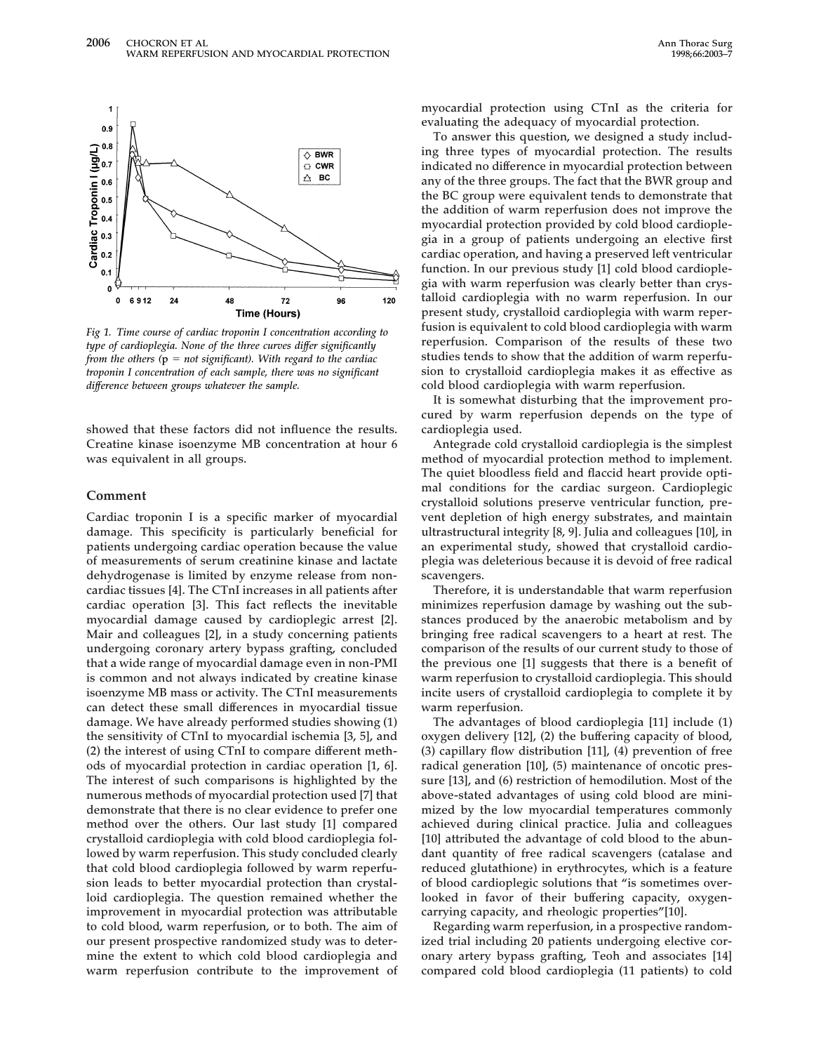1

0.9

0.8

0.7

0.6

0.5

0.4

0.3

0.2

0.1

0

Cardiac Troponin I (µg/L)

0 6 9 12 24 48 72 96 120

Time (Hours)

◇ BWR

□ CWR

△ BC

*Fig 1. Time course of cardiac troponin I concentration according to type of cardioplegia. None of the three curves differ significantly from the others (p = not significant). With regard to the cardiac troponin I concentration of each sample, there was no significant difference between groups whatever the sample.*

showed that these factors did not influence the results. Creatine kinase isoenzyme MB concentration at hour 6 was equivalent in all groups.

## Comment

Cardiac troponin I is a specific marker of myocardial damage. This specificity is particularly beneficial for patients undergoing cardiac operation because the value of measurements of serum creatinine kinase and lactate dehydrogenase is limited by enzyme release from non-cardiac tissues [4]. The CTnI increases in all patients after cardiac operation [3]. This fact reflects the inevitable myocardial damage caused by cardioplegic arrest [2]. Mair and colleagues [2], in a study concerning patients undergoing coronary artery bypass grafting, concluded that a wide range of myocardial damage even in non-PMI is common and not always indicated by creatine kinase isoenzyme MB mass or activity. The CTnI measurements can detect these small differences in myocardial tissue damage. We have already performed studies showing (1) the sensitivity of CTnI to myocardial ischemia [3, 5], and (2) the interest of using CTnI to compare different methods of myocardial protection in cardiac operation [1, 6]. The interest of such comparisons is highlighted by the numerous methods of myocardial protection used [7] that demonstrate that there is no clear evidence to prefer one method over the others. Our last study [1] compared crystalloid cardioplegia with cold blood cardioplegia followed by warm reperfusion. This study concluded clearly that cold blood cardioplegia followed by warm reperfusion leads to better myocardial protection than crystalloid cardioplegia. The question remained whether the improvement in myocardial protection was attributable to cold blood, warm reperfusion, or to both. The aim of our present prospective randomized study was to determine the extent to which cold blood cardioplegia and warm reperfusion contribute to the improvement of myocardial protection using CTnI as the criteria for evaluating the adequacy of myocardial protection.

To answer this question, we designed a study including three types of myocardial protection. The results indicated no difference in myocardial protection between any of the three groups. The fact that the BWR group and the BC group were equivalent tends to demonstrate that the addition of warm reperfusion does not improve the myocardial protection provided by cold blood cardioplegia in a group of patients undergoing an elective first cardiac operation, and having a preserved left ventricular function. In our previous study [1] cold blood cardioplegia with warm reperfusion was clearly better than crystalloid cardioplegia with no warm reperfusion. In our present study, crystalloid cardioplegia with warm reperfusion is equivalent to cold blood cardioplegia with warm reperfusion. Comparison of the results of these two studies tends to show that the addition of warm reperfusion to crystalloid cardioplegia makes it as effective as cold blood cardioplegia with warm reperfusion.

It is somewhat disturbing that the improvement procured by warm reperfusion depends on the type of cardioplegia used.

Antegrade cold crystalloid cardioplegia is the simplest method of myocardial protection method to implement. The quiet bloodless field and flaccid heart provide optimal conditions for the cardiac surgeon. Cardioplegic crystalloid solutions preserve ventricular function, prevent depletion of high energy substrates, and maintain ultrastructural integrity [8, 9]. Julia and colleagues [10], in an experimental study, showed that crystalloid cardioplegia was deleterious because it is devoid of free radical scavengers.

Therefore, it is understandable that warm reperfusion minimizes reperfusion damage by washing out the substances produced by the anaerobic metabolism and by bringing free radical scavengers to a heart at rest. The comparison of the results of our current study to those of the previous one [1] suggests that there is a benefit of warm reperfusion to crystalloid cardioplegia. This should incite users of crystalloid cardioplegia to complete it by warm reperfusion.

The advantages of blood cardioplegia [11] include (1) oxygen delivery [12], (2) the buffering capacity of blood, (3) capillary flow distribution [11], (4) prevention of free radical generation [10], (5) maintenance of oncotic pressure [13], and (6) restriction of hemodilution. Most of the above-stated advantages of using cold blood are minimized by the low myocardial temperatures commonly achieved during clinical practice. Julia and colleagues [10] attributed the advantage of cold blood to the abundant quantity of free radical scavengers (catalase and reduced glutathione) in erythrocytes, which is a feature of blood cardioplegic solutions that "is sometimes overlooked in favor of their buffering capacity, oxygen-carrying capacity, and rheologic properties"[10].

Regarding warm reperfusion, in a prospective randomized trial including 20 patients undergoing elective coronary artery bypass grafting, Teoh and associates [14] compared cold blood cardioplegia (11 patients) to cold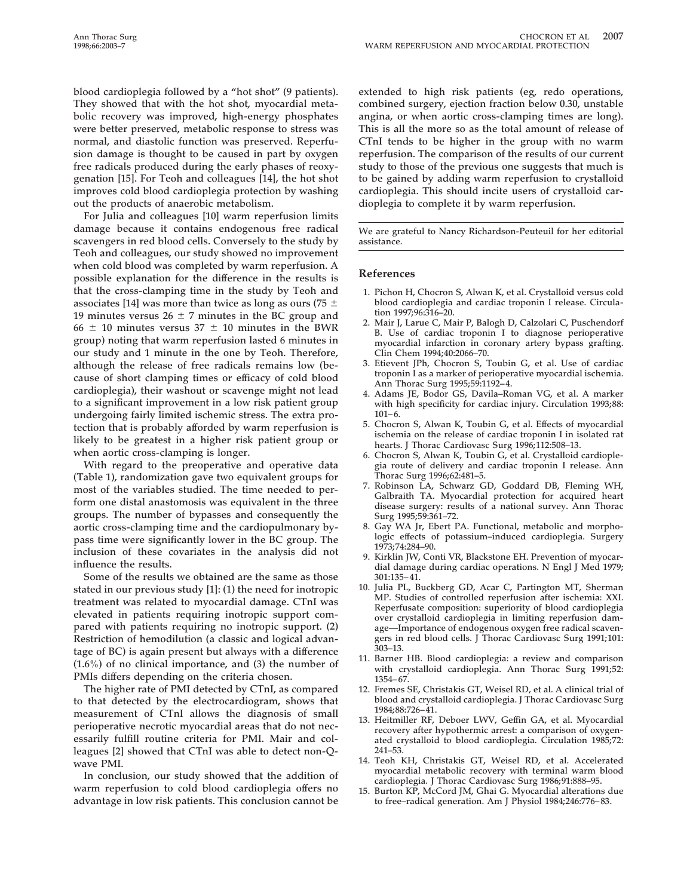blood cardioplegia followed by a "hot shot" (9 patients). They showed that with the hot shot, myocardial metabolic recovery was improved, high-energy phosphates were better preserved, metabolic response to stress was normal, and diastolic function was preserved. Reperfusion damage is thought to be caused in part by oxygen free radicals produced during the early phases of reoxygenation [15]. For Teoh and colleagues [14], the hot shot improves cold blood cardioplegia protection by washing out the products of anaerobic metabolism.

For Julia and colleagues [10] warm reperfusion limits damage because it contains endogenous free radical scavengers in red blood cells. Conversely to the study by Teoh and colleagues, our study showed no improvement when cold blood was completed by warm reperfusion. A possible explanation for the difference in the results is that the cross-clamping time in the study by Teoh and associates [14] was more than twice as long as ours (75 $\pm$ 19 minutes versus 26 $\pm$ 7 minutes in the BC group and 66 $\pm$ 10 minutes versus 37 $\pm$ 10 minutes in the BWR group) noting that warm reperfusion lasted 6 minutes in our study and 1 minute in the one by Teoh. Therefore, although the release of free radicals remains low (because of short clamping times or efficacy of cold blood cardioplegia), their washout or scavenge might not lead to a significant improvement in a low risk patient group undergoing fairly limited ischemic stress. The extra protection that is probably afforded by warm reperfusion is likely to be greatest in a higher risk patient group or when aortic cross-clamping is longer.

With regard to the preoperative and operative data (Table 1), randomization gave two equivalent groups for most of the variables studied. The time needed to perform one distal anastomosis was equivalent in the three groups. The number of bypasses and consequently the aortic cross-clamping time and the cardiopulmonary bypass time were significantly lower in the BC group. The inclusion of these covariates in the analysis did not influence the results.

Some of the results we obtained are the same as those stated in our previous study [1]: (1) the need for inotropic treatment was related to myocardial damage. CTnI was elevated in patients requiring inotropic support compared with patients requiring no inotropic support. (2) Restriction of hemodilution (a classic and logical advantage of BC) is again present but always with a difference (1.6%) of no clinical importance, and (3) the number of PMIs differs depending on the criteria chosen.

The higher rate of PMI detected by CTnI, as compared to that detected by the electrocardiogram, shows that measurement of CTnI allows the diagnosis of small perioperative necrotic myocardial areas that do not necessarily fulfill routine criteria for PMI. Mair and colleagues [2] showed that CTnI was able to detect non-Q-wave PMI.

In conclusion, our study showed that the addition of warm reperfusion to cold blood cardioplegia offers no advantage in low risk patients. This conclusion cannot be extended to high risk patients (eg, redo operations, combined surgery, ejection fraction below 0.30, unstable angina, or when aortic cross-clamping times are long). This is all the more so as the total amount of release of CTnI tends to be higher in the group with no warm reperfusion. The comparison of the results of our current study to those of the previous one suggests that much is to be gained by adding warm reperfusion to crystalloid cardioplegia. This should incite users of crystalloid cardioplegia to complete it by warm reperfusion.

We are grateful to Nancy Richardson-Peuteuil for her editorial assistance.

## References

1. Pichon H, Chocron S, Alwan K, et al. Crystalloid versus cold blood cardioplegia and cardiac troponin I release. Circulation 1997;96:316–20.
2. Mair J, Larue C, Mair P, Balogh D, Calzolari C, Puschendorf B. Use of cardiac troponin I to diagnose perioperative myocardial infarction in coronary artery bypass grafting. Clin Chem 1994;40:2066–70.
3. Etievent JPh, Chocron S, Toubin G, et al. Use of cardiac troponin I as a marker of perioperative myocardial ischemia. Ann Thorac Surg 1995;59:1192–4.
4. Adams JE, Bodor GS, Davila–Roman VG, et al. A marker with high specificity for cardiac injury. Circulation 1993;88:101–6.
5. Chocron S, Alwan K, Toubin G, et al. Effects of myocardial ischemia on the release of cardiac troponin I in isolated rat hearts. J Thorac Cardiovasc Surg 1996;112:508–13.
6. Chocron S, Alwan K, Toubin G, et al. Crystalloid cardioplegia route of delivery and cardiac troponin I release. Ann Thorac Surg 1996;62:481–5.
7. Robinson LA, Schwarz GD, Goddard DB, Fleming WH, Galbraith TA. Myocardial protection for acquired heart disease surgery: results of a national survey. Ann Thorac Surg 1995;59:361–72.
8. Gay WA Jr, Ebert PA. Functional, metabolic and morphologic effects of potassium–induced cardioplegia. Surgery 1973;74:284–90.
9. Kirklin JW, Conti VR, Blackstone EH. Prevention of myocardial damage during cardiac operations. N Engl J Med 1979; 301:135–41.
10. Julia PL, Buckberg GD, Acar C, Partington MT, Sherman MP. Studies of controlled reperfusion after ischemia: XXI. Reperfusate composition: superiority of blood cardioplegia over crystalloid cardioplegia in limiting reperfusion damage—Importance of endogenous oxygen free radical scavengers in red blood cells. J Thorac Cardiovasc Surg 1991;101: 303–13.
11. Barner HB. Blood cardioplegia: a review and comparison with crystalloid cardioplegia. Ann Thorac Surg 1991;52: 1354–67.
12. Fremes SE, Christakis GT, Weisel RD, et al. A clinical trial of blood and crystalloid cardioplegia. J Thorac Cardiovasc Surg 1984;88:726–41.
13. Heitmiller RF, Deboer LWV, Geffin GA, et al. Myocardial recovery after hypothermic arrest: a comparison of oxygenated crystalloid to blood cardioplegia. Circulation 1985;72: 241–53.
14. Teoh KH, Christakis GT, Weisel RD, et al. Accelerated myocardial metabolic recovery with terminal warm blood cardioplegia. J Thorac Cardiovasc Surg 1986;91:888–95.
15. Burton KP, McCord JM, Ghai G. Myocardial alterations due to free–radical generation. Am J Physiol 1984;246:776–83.